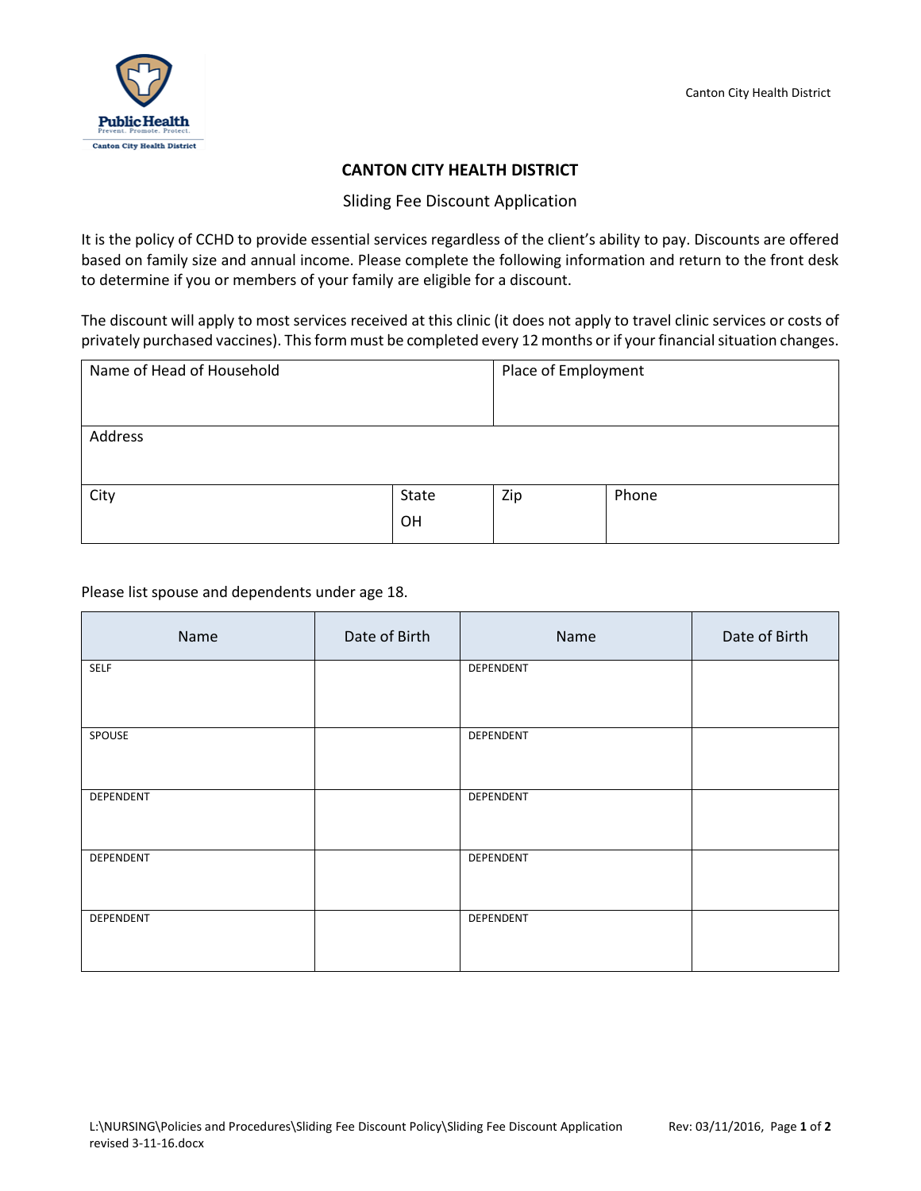# CANTON CITY HEALTH DISTRICT

Sliding Fee Discount Application

It is the policy of CCHD to provide essential services regardless of the client's ability to pay. Discounts are offered based on family size and annual income. Please complete the following information and return to the front desk to determine if you or members of your family are eligible for a discount.

The discount will apply to most services received at this clinic (it does not apply to travel clinic services or costs of privately purchased vaccines). This form must be completed every 12 months or if your financial situation changes.

| Name of Head of Household | | Place of Employment | |
|---|---|---|---|
| Address | | | |
| City | State<br>OH | Zip | Phone |

Please list spouse and dependents under age 18.

| Name | Date of Birth | Name | Date of Birth |
|---|---|---|---|
| SELF | | DEPENDENT | |
| SPOUSE | | DEPENDENT | |
| DEPENDENT | | DEPENDENT | |
| DEPENDENT | | DEPENDENT | |
| DEPENDENT | | DEPENDENT | |

L:\NURSING\Policies and Procedures\Sliding Fee Discount Policy\Sliding Fee Discount Application revised 3-11-16.docx — Rev: 03/11/2016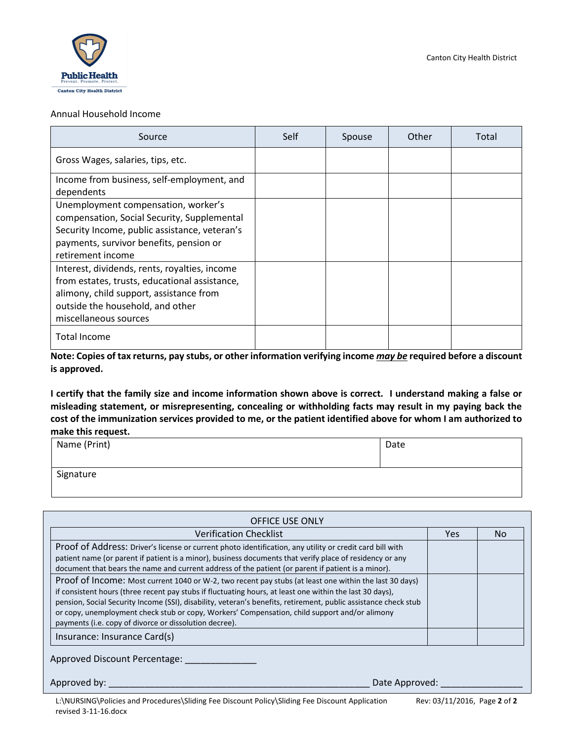Annual Household Income

| Source | Self | Spouse | Other | Total |
|---|---|---|---|---|
| Gross Wages, salaries, tips, etc. | | | | |
| Income from business, self-employment, and dependents | | | | |
| Unemployment compensation, worker's compensation, Social Security, Supplemental Security Income, public assistance, veteran's payments, survivor benefits, pension or retirement income | | | | |
| Interest, dividends, rents, royalties, income from estates, trusts, educational assistance, alimony, child support, assistance from outside the household, and other miscellaneous sources | | | | |
| Total Income | | | | |

**Note: Copies of tax returns, pay stubs, or other information verifying income *may be* required before a discount is approved.**

**I certify that the family size and income information shown above is correct. I understand making a false or misleading statement, or misrepresenting, concealing or withholding facts may result in my paying back the cost of the immunization services provided to me, or the patient identified above for whom I am authorized to make this request.**

| Name (Print) | Date |
|---|---|
| Signature | |

OFFICE USE ONLY

| Verification Checklist | Yes | No |
|---|---|---|
| Proof of Address: Driver's license or current photo identification, any utility or credit card bill with patient name (or parent if patient is a minor), business documents that verify place of residency or any document that bears the name and current address of the patient (or parent if patient is a minor). | | |
| Proof of Income: Most current 1040 or W-2, two recent pay stubs (at least one within the last 30 days) if consistent hours (three recent pay stubs if fluctuating hours, at least one within the last 30 days), pension, Social Security Income (SSI), disability, veteran's benefits, retirement, public assistance check stub or copy, unemployment check stub or copy, Workers' Compensation, child support and/or alimony payments (i.e. copy of divorce or dissolution decree). | | |
| Insurance: Insurance Card(s) | | |

Approved Discount Percentage: ______________

Approved by: ______________________________________________________ Date Approved: ________________

L:\NURSING\Policies and Procedures\Sliding Fee Discount Policy\Sliding Fee Discount Application revised 3-11-16.docx Rev: 03/11/2016